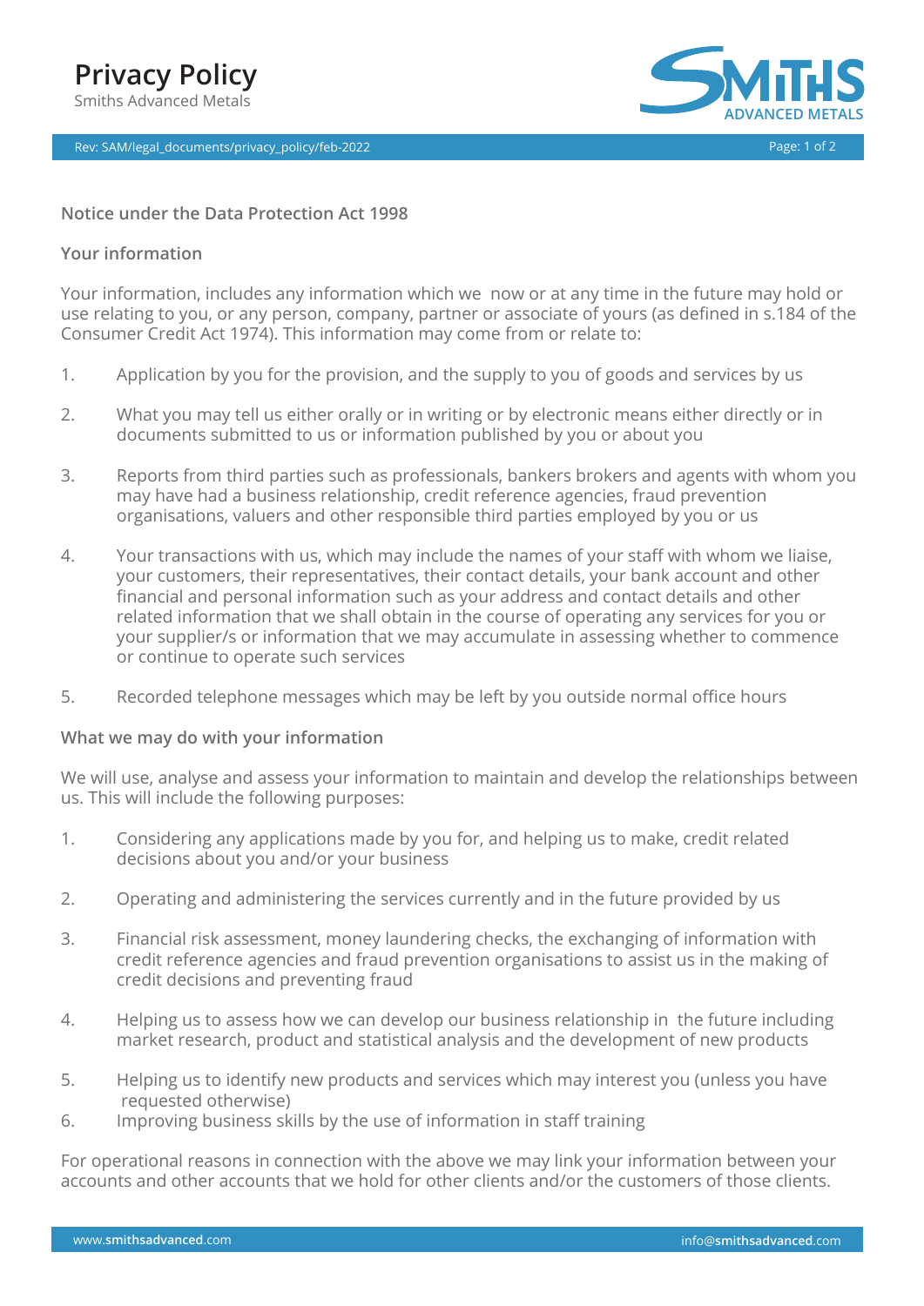# Privacy Policy

Smiths Advanced Metals

Rev: SAM/legal_documents/privacy_policy/feb-2022

## Notice under the Data Protection Act 1998

### Your information

Your information, includes any information which we now or at any time in the future may hold or use relating to you, or any person, company, partner or associate of yours (as defined in s.184 of the Consumer Credit Act 1974). This information may come from or relate to:

1. Application by you for the provision, and the supply to you of goods and services by us
2. What you may tell us either orally or in writing or by electronic means either directly or in documents submitted to us or information published by you or about you
3. Reports from third parties such as professionals, bankers brokers and agents with whom you may have had a business relationship, credit reference agencies, fraud prevention organisations, valuers and other responsible third parties employed by you or us
4. Your transactions with us, which may include the names of your staff with whom we liaise, your customers, their representatives, their contact details, your bank account and other financial and personal information such as your address and contact details and other related information that we shall obtain in the course of operating any services for you or your supplier/s or information that we may accumulate in assessing whether to commence or continue to operate such services
5. Recorded telephone messages which may be left by you outside normal office hours

### What we may do with your information

We will use, analyse and assess your information to maintain and develop the relationships between us. This will include the following purposes:

1. Considering any applications made by you for, and helping us to make, credit related decisions about you and/or your business
2. Operating and administering the services currently and in the future provided by us
3. Financial risk assessment, money laundering checks, the exchanging of information with credit reference agencies and fraud prevention organisations to assist us in the making of credit decisions and preventing fraud
4. Helping us to assess how we can develop our business relationship in the future including market research, product and statistical analysis and the development of new products
5. Helping us to identify new products and services which may interest you (unless you have requested otherwise)
6. Improving business skills by the use of information in staff training

For operational reasons in connection with the above we may link your information between your accounts and other accounts that we hold for other clients and/or the customers of those clients.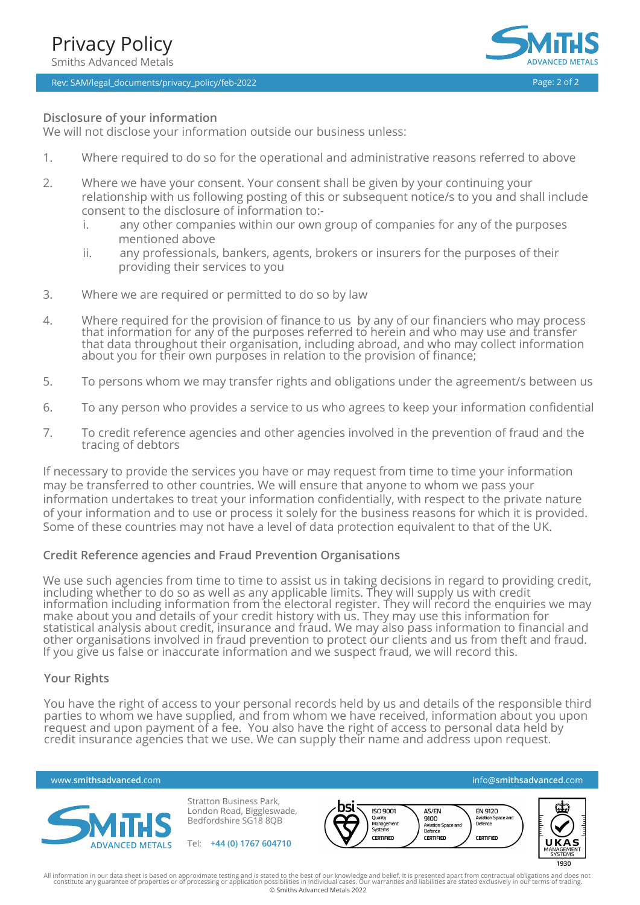## Disclosure of your information

We will not disclose your information outside our business unless:

1. Where required to do so for the operational and administrative reasons referred to above

2. Where we have your consent. Your consent shall be given by your continuing your relationship with us following posting of this or subsequent notice/s to you and shall include consent to the disclosure of information to:-
   i. any other companies within our own group of companies for any of the purposes mentioned above
   ii. any professionals, bankers, agents, brokers or insurers for the purposes of their providing their services to you

3. Where we are required or permitted to do so by law

4. Where required for the provision of finance to us by any of our financiers who may process that information for any of the purposes referred to herein and who may use and transfer that data throughout their organisation, including abroad, and who may collect information about you for their own purposes in relation to the provision of finance;

5. To persons whom we may transfer rights and obligations under the agreement/s between us

6. To any person who provides a service to us who agrees to keep your information confidential

7. To credit reference agencies and other agencies involved in the prevention of fraud and the tracing of debtors

If necessary to provide the services you have or may request from time to time your information may be transferred to other countries. We will ensure that anyone to whom we pass your information undertakes to treat your information confidentially, with respect to the private nature of your information and to use or process it solely for the business reasons for which it is provided. Some of these countries may not have a level of data protection equivalent to that of the UK.

## Credit Reference agencies and Fraud Prevention Organisations

We use such agencies from time to time to assist us in taking decisions in regard to providing credit, including whether to do so as well as any applicable limits. They will supply us with credit information including information from the electoral register. They will record the enquiries we may make about you and details of your credit history with us. They may use this information for statistical analysis about credit, insurance and fraud. We may also pass information to financial and other organisations involved in fraud prevention to protect our clients and us from theft and fraud. If you give us false or inaccurate information and we suspect fraud, we will record this.

## Your Rights

You have the right of access to your personal records held by us and details of the responsible third parties to whom we have supplied, and from whom we have received, information about you upon request and upon payment of a fee. You also have the right of access to personal data held by credit insurance agencies that we use. We can supply their name and address upon request.

www.smithsadvanced.com info@smithsadvanced.com

Stratton Business Park, London Road, Biggleswade, Bedfordshire SG18 8QB

Tel: +44 (0) 1767 604710

All information in our data sheet is based on approximate testing and is stated to the best of our knowledge and belief. It is presented apart from contractual obligations and does not constitute any guarantee of properties or of processing or application possibilities in individual cases. Our warranties and liabilities are stated exclusively in our terms of trading.
© Smiths Advanced Metals 2022